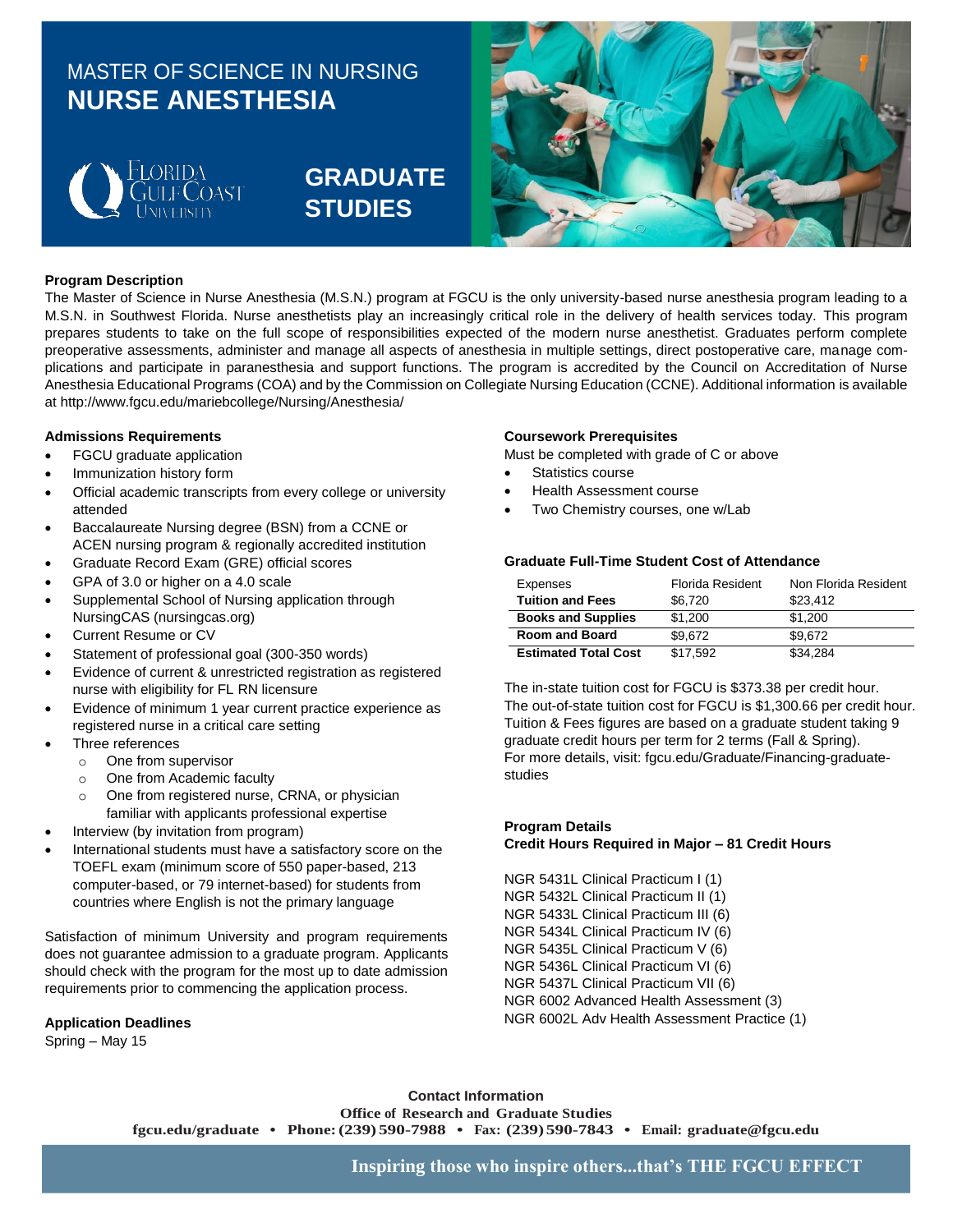# MASTER OF SCIENCE IN NURSING
# NURSE ANESTHESIA

Florida Gulf Coast University

## GRADUATE STUDIES

### Program Description

The Master of Science in Nurse Anesthesia (M.S.N.) program at FGCU is the only university-based nurse anesthesia program leading to a M.S.N. in Southwest Florida. Nurse anesthetists play an increasingly critical role in the delivery of health services today. This program prepares students to take on the full scope of responsibilities expected of the modern nurse anesthetist. Graduates perform complete preoperative assessments, administer and manage all aspects of anesthesia in multiple settings, direct postoperative care, manage complications and participate in paranesthesia and support functions. The program is accredited by the Council on Accreditation of Nurse Anesthesia Educational Programs (COA) and by the Commission on Collegiate Nursing Education (CCNE). Additional information is available at http://www.fgcu.edu/mariebcollege/Nursing/Anesthesia/

### Admissions Requirements

- FGCU graduate application
- Immunization history form
- Official academic transcripts from every college or university attended
- Baccalaureate Nursing degree (BSN) from a CCNE or ACEN nursing program & regionally accredited institution
- Graduate Record Exam (GRE) official scores
- GPA of 3.0 or higher on a 4.0 scale
- Supplemental School of Nursing application through NursingCAS (nursingcas.org)
- Current Resume or CV
- Statement of professional goal (300-350 words)
- Evidence of current & unrestricted registration as registered nurse with eligibility for FL RN licensure
- Evidence of minimum 1 year current practice experience as registered nurse in a critical care setting
- Three references
  - One from supervisor
  - One from Academic faculty
  - One from registered nurse, CRNA, or physician familiar with applicants professional expertise
- Interview (by invitation from program)
- International students must have a satisfactory score on the TOEFL exam (minimum score of 550 paper-based, 213 computer-based, or 79 internet-based) for students from countries where English is not the primary language

Satisfaction of minimum University and program requirements does not guarantee admission to a graduate program. Applicants should check with the program for the most up to date admission requirements prior to commencing the application process.

### Application Deadlines

Spring – May 15

### Coursework Prerequisites

Must be completed with grade of C or above

- Statistics course
- Health Assessment course
- Two Chemistry courses, one w/Lab

### Graduate Full-Time Student Cost of Attendance

| Expenses | Florida Resident | Non Florida Resident |
|---|---|---|
| **Tuition and Fees** | $6,720 | $23,412 |
| **Books and Supplies** | $1,200 | $1,200 |
| **Room and Board** | $9,672 | $9,672 |
| **Estimated Total Cost** | $17,592 | $34,284 |

The in-state tuition cost for FGCU is $373.38 per credit hour.
The out-of-state tuition cost for FGCU is $1,300.66 per credit hour.
Tuition & Fees figures are based on a graduate student taking 9 graduate credit hours per term for 2 terms (Fall & Spring).
For more details, visit: fgcu.edu/Graduate/Financing-graduate-studies

### Program Details

**Credit Hours Required in Major – 81 Credit Hours**

NGR 5431L Clinical Practicum I (1)
NGR 5432L Clinical Practicum II (1)
NGR 5433L Clinical Practicum III (6)
NGR 5434L Clinical Practicum IV (6)
NGR 5435L Clinical Practicum V (6)
NGR 5436L Clinical Practicum VI (6)
NGR 5437L Clinical Practicum VII (6)
NGR 6002 Advanced Health Assessment (3)
NGR 6002L Adv Health Assessment Practice (1)

**Contact Information**

**Office of Research and Graduate Studies**

**fgcu.edu/graduate • Phone: (239) 590-7988 • Fax: (239) 590-7843 • Email: graduate@fgcu.edu**

**Inspiring those who inspire others...that's THE FGCU EFFECT**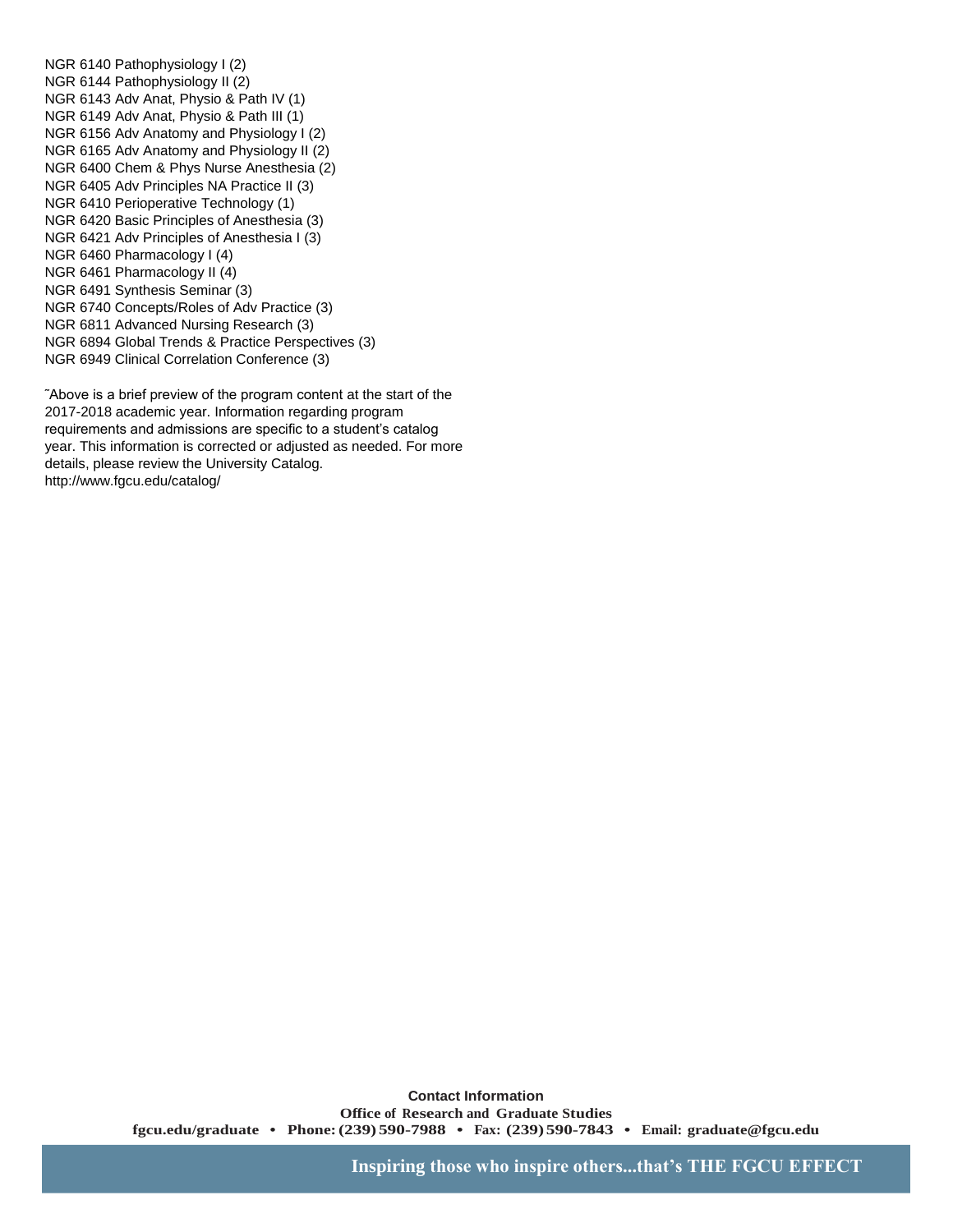NGR 6140 Pathophysiology I (2)
NGR 6144 Pathophysiology II (2)
NGR 6143 Adv Anat, Physio & Path IV (1)
NGR 6149 Adv Anat, Physio & Path III (1)
NGR 6156 Adv Anatomy and Physiology I (2)
NGR 6165 Adv Anatomy and Physiology II (2)
NGR 6400 Chem & Phys Nurse Anesthesia (2)
NGR 6405 Adv Principles NA Practice II (3)
NGR 6410 Perioperative Technology (1)
NGR 6420 Basic Principles of Anesthesia (3)
NGR 6421 Adv Principles of Anesthesia I (3)
NGR 6460 Pharmacology I (4)
NGR 6461 Pharmacology II (4)
NGR 6491 Synthesis Seminar (3)
NGR 6740 Concepts/Roles of Adv Practice (3)
NGR 6811 Advanced Nursing Research (3)
NGR 6894 Global Trends & Practice Perspectives (3)
NGR 6949 Clinical Correlation Conference (3)

˜Above is a brief preview of the program content at the start of the 2017-2018 academic year. Information regarding program requirements and admissions are specific to a student's catalog year. This information is corrected or adjusted as needed. For more details, please review the University Catalog.
http://www.fgcu.edu/catalog/

**Contact Information**

**Office of Research and Graduate Studies**

**fgcu.edu/graduate • Phone: (239) 590-7988 • Fax: (239) 590-7843 • Email: graduate@fgcu.edu**

**Inspiring those who inspire others...that's THE FGCU EFFECT**